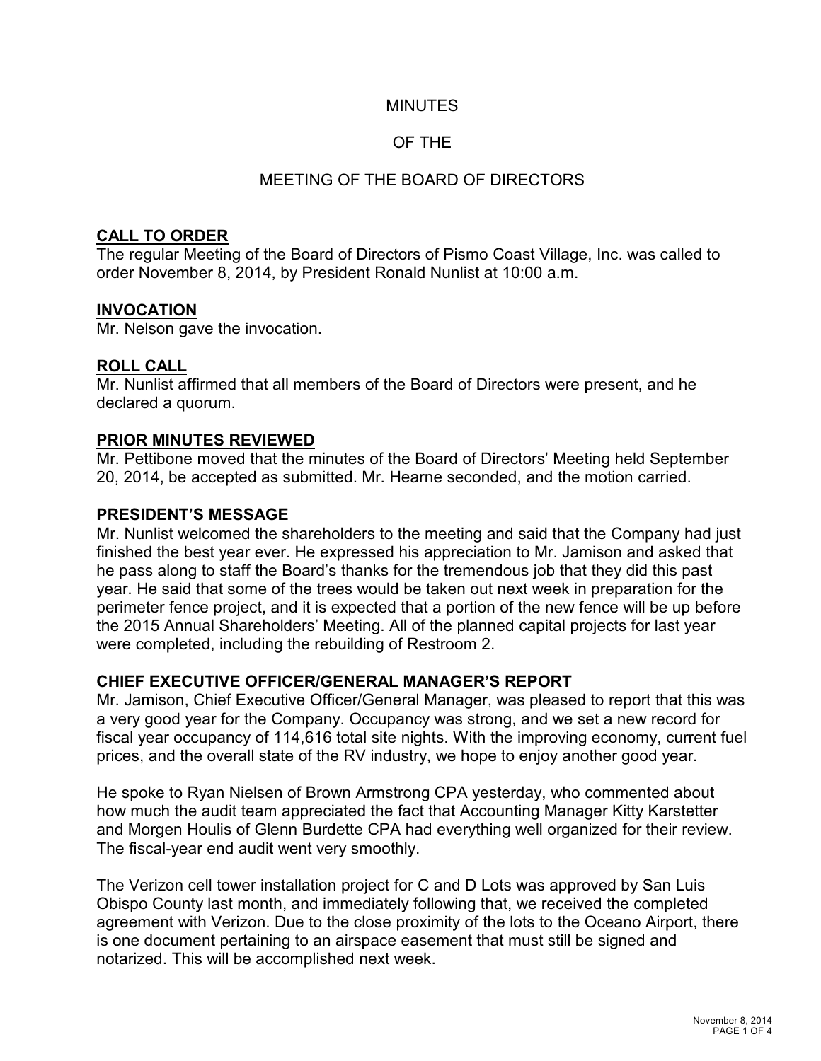# MINUTES

# OF THE

# MEETING OF THE BOARD OF DIRECTORS

## CALL TO ORDER

The regular Meeting of the Board of Directors of Pismo Coast Village, Inc. was called to order November 8, 2014, by President Ronald Nunlist at 10:00 a.m.

## INVOCATION

Mr. Nelson gave the invocation.

## ROLL CALL

Mr. Nunlist affirmed that all members of the Board of Directors were present, and he declared a quorum.

## PRIOR MINUTES REVIEWED

Mr. Pettibone moved that the minutes of the Board of Directors' Meeting held September 20, 2014, be accepted as submitted. Mr. Hearne seconded, and the motion carried.

## PRESIDENT'S MESSAGE

Mr. Nunlist welcomed the shareholders to the meeting and said that the Company had just finished the best year ever. He expressed his appreciation to Mr. Jamison and asked that he pass along to staff the Board's thanks for the tremendous job that they did this past year. He said that some of the trees would be taken out next week in preparation for the perimeter fence project, and it is expected that a portion of the new fence will be up before the 2015 Annual Shareholders' Meeting. All of the planned capital projects for last year were completed, including the rebuilding of Restroom 2.

## CHIEF EXECUTIVE OFFICER/GENERAL MANAGER'S REPORT

Mr. Jamison, Chief Executive Officer/General Manager, was pleased to report that this was a very good year for the Company. Occupancy was strong, and we set a new record for fiscal year occupancy of 114,616 total site nights. With the improving economy, current fuel prices, and the overall state of the RV industry, we hope to enjoy another good year.

He spoke to Ryan Nielsen of Brown Armstrong CPA yesterday, who commented about how much the audit team appreciated the fact that Accounting Manager Kitty Karstetter and Morgen Houlis of Glenn Burdette CPA had everything well organized for their review. The fiscal-year end audit went very smoothly.

The Verizon cell tower installation project for C and D Lots was approved by San Luis Obispo County last month, and immediately following that, we received the completed agreement with Verizon. Due to the close proximity of the lots to the Oceano Airport, there is one document pertaining to an airspace easement that must still be signed and notarized. This will be accomplished next week.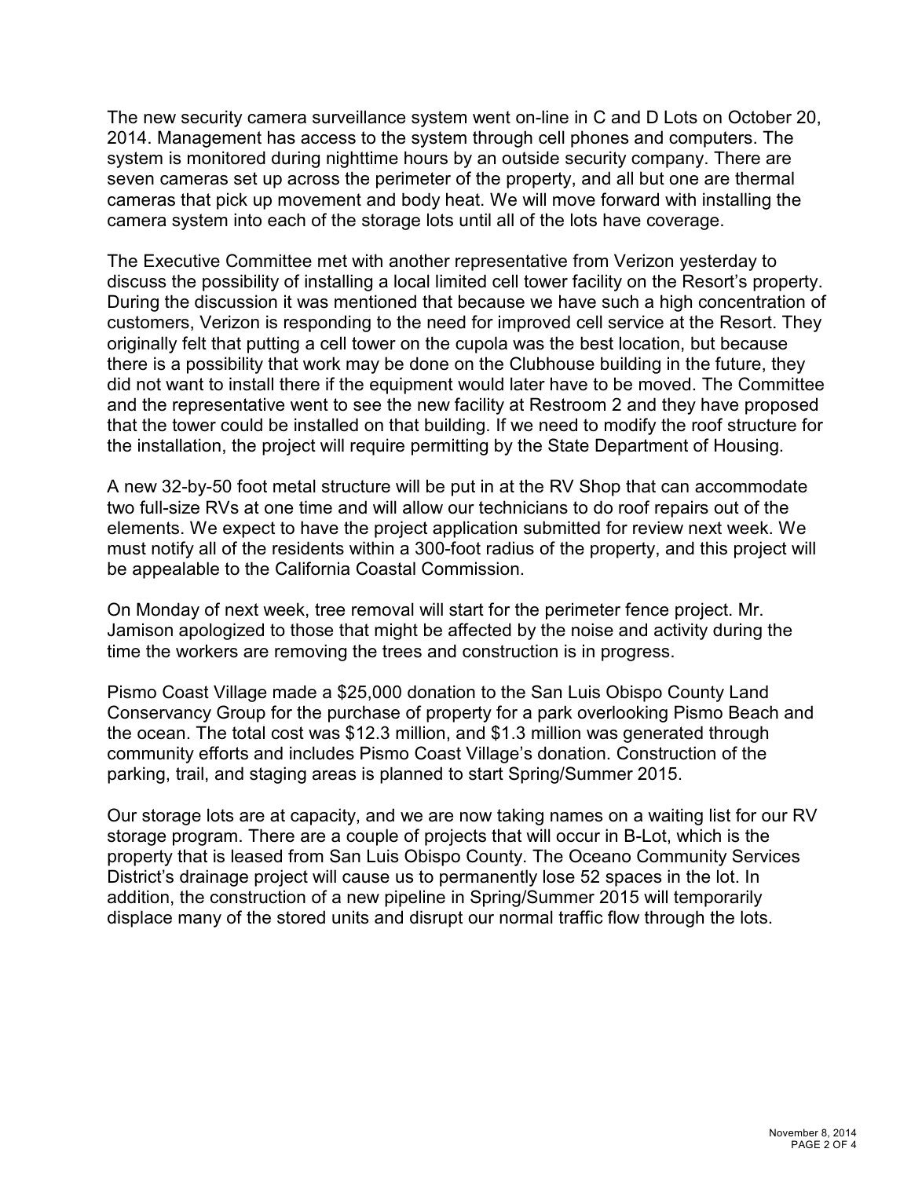The new security camera surveillance system went on-line in C and D Lots on October 20, 2014. Management has access to the system through cell phones and computers. The system is monitored during nighttime hours by an outside security company. There are seven cameras set up across the perimeter of the property, and all but one are thermal cameras that pick up movement and body heat. We will move forward with installing the camera system into each of the storage lots until all of the lots have coverage.

The Executive Committee met with another representative from Verizon yesterday to discuss the possibility of installing a local limited cell tower facility on the Resort's property. During the discussion it was mentioned that because we have such a high concentration of customers, Verizon is responding to the need for improved cell service at the Resort. They originally felt that putting a cell tower on the cupola was the best location, but because there is a possibility that work may be done on the Clubhouse building in the future, they did not want to install there if the equipment would later have to be moved. The Committee and the representative went to see the new facility at Restroom 2 and they have proposed that the tower could be installed on that building. If we need to modify the roof structure for the installation, the project will require permitting by the State Department of Housing.

A new 32-by-50 foot metal structure will be put in at the RV Shop that can accommodate two full-size RVs at one time and will allow our technicians to do roof repairs out of the elements. We expect to have the project application submitted for review next week. We must notify all of the residents within a 300-foot radius of the property, and this project will be appealable to the California Coastal Commission.

On Monday of next week, tree removal will start for the perimeter fence project. Mr. Jamison apologized to those that might be affected by the noise and activity during the time the workers are removing the trees and construction is in progress.

Pismo Coast Village made a $25,000 donation to the San Luis Obispo County Land Conservancy Group for the purchase of property for a park overlooking Pismo Beach and the ocean. The total cost was $12.3 million, and $1.3 million was generated through community efforts and includes Pismo Coast Village's donation. Construction of the parking, trail, and staging areas is planned to start Spring/Summer 2015.

Our storage lots are at capacity, and we are now taking names on a waiting list for our RV storage program. There are a couple of projects that will occur in B-Lot, which is the property that is leased from San Luis Obispo County. The Oceano Community Services District's drainage project will cause us to permanently lose 52 spaces in the lot. In addition, the construction of a new pipeline in Spring/Summer 2015 will temporarily displace many of the stored units and disrupt our normal traffic flow through the lots.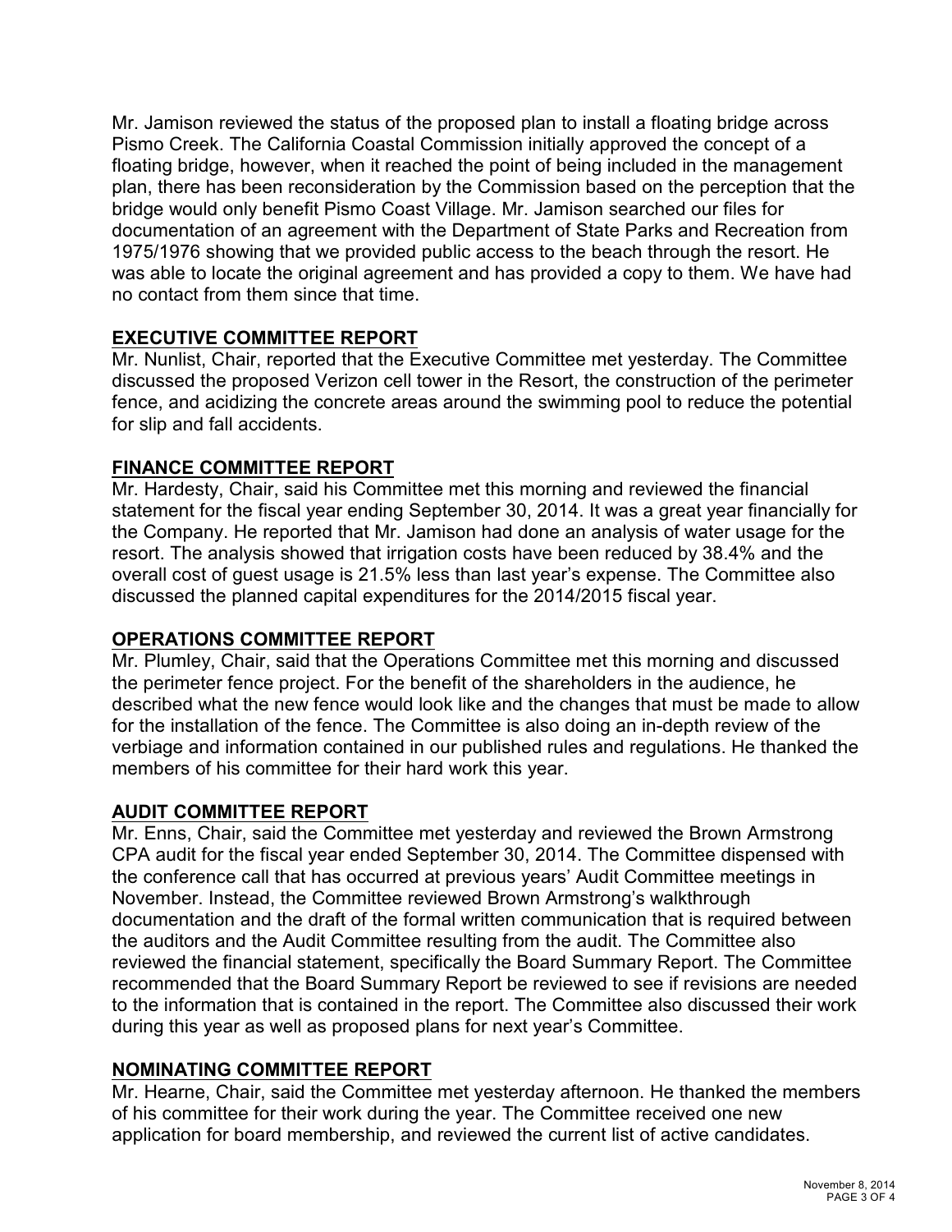Mr. Jamison reviewed the status of the proposed plan to install a floating bridge across Pismo Creek. The California Coastal Commission initially approved the concept of a floating bridge, however, when it reached the point of being included in the management plan, there has been reconsideration by the Commission based on the perception that the bridge would only benefit Pismo Coast Village. Mr. Jamison searched our files for documentation of an agreement with the Department of State Parks and Recreation from 1975/1976 showing that we provided public access to the beach through the resort. He was able to locate the original agreement and has provided a copy to them. We have had no contact from them since that time.

## EXECUTIVE COMMITTEE REPORT

Mr. Nunlist, Chair, reported that the Executive Committee met yesterday. The Committee discussed the proposed Verizon cell tower in the Resort, the construction of the perimeter fence, and acidizing the concrete areas around the swimming pool to reduce the potential for slip and fall accidents.

## FINANCE COMMITTEE REPORT

Mr. Hardesty, Chair, said his Committee met this morning and reviewed the financial statement for the fiscal year ending September 30, 2014. It was a great year financially for the Company. He reported that Mr. Jamison had done an analysis of water usage for the resort. The analysis showed that irrigation costs have been reduced by 38.4% and the overall cost of guest usage is 21.5% less than last year's expense. The Committee also discussed the planned capital expenditures for the 2014/2015 fiscal year.

## OPERATIONS COMMITTEE REPORT

Mr. Plumley, Chair, said that the Operations Committee met this morning and discussed the perimeter fence project. For the benefit of the shareholders in the audience, he described what the new fence would look like and the changes that must be made to allow for the installation of the fence. The Committee is also doing an in-depth review of the verbiage and information contained in our published rules and regulations. He thanked the members of his committee for their hard work this year.

## AUDIT COMMITTEE REPORT

Mr. Enns, Chair, said the Committee met yesterday and reviewed the Brown Armstrong CPA audit for the fiscal year ended September 30, 2014. The Committee dispensed with the conference call that has occurred at previous years' Audit Committee meetings in November. Instead, the Committee reviewed Brown Armstrong's walkthrough documentation and the draft of the formal written communication that is required between the auditors and the Audit Committee resulting from the audit. The Committee also reviewed the financial statement, specifically the Board Summary Report. The Committee recommended that the Board Summary Report be reviewed to see if revisions are needed to the information that is contained in the report. The Committee also discussed their work during this year as well as proposed plans for next year's Committee.

## NOMINATING COMMITTEE REPORT

Mr. Hearne, Chair, said the Committee met yesterday afternoon. He thanked the members of his committee for their work during the year. The Committee received one new application for board membership, and reviewed the current list of active candidates.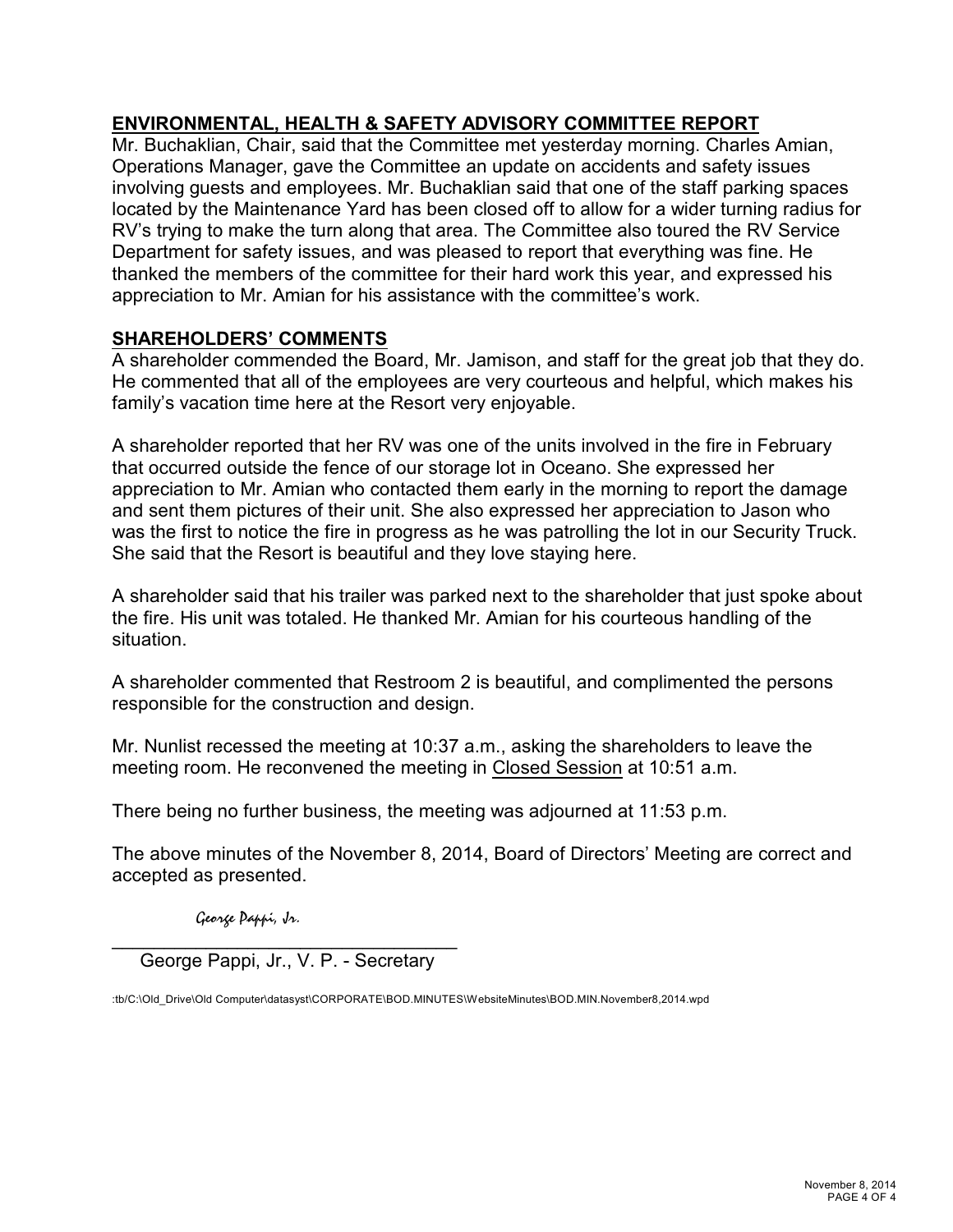## ENVIRONMENTAL, HEALTH & SAFETY ADVISORY COMMITTEE REPORT

Mr. Buchaklian, Chair, said that the Committee met yesterday morning. Charles Amian, Operations Manager, gave the Committee an update on accidents and safety issues involving guests and employees. Mr. Buchaklian said that one of the staff parking spaces located by the Maintenance Yard has been closed off to allow for a wider turning radius for RV's trying to make the turn along that area. The Committee also toured the RV Service Department for safety issues, and was pleased to report that everything was fine. He thanked the members of the committee for their hard work this year, and expressed his appreciation to Mr. Amian for his assistance with the committee's work.

## SHAREHOLDERS' COMMENTS

A shareholder commended the Board, Mr. Jamison, and staff for the great job that they do. He commented that all of the employees are very courteous and helpful, which makes his family's vacation time here at the Resort very enjoyable.

A shareholder reported that her RV was one of the units involved in the fire in February that occurred outside the fence of our storage lot in Oceano. She expressed her appreciation to Mr. Amian who contacted them early in the morning to report the damage and sent them pictures of their unit. She also expressed her appreciation to Jason who was the first to notice the fire in progress as he was patrolling the lot in our Security Truck. She said that the Resort is beautiful and they love staying here.

A shareholder said that his trailer was parked next to the shareholder that just spoke about the fire. His unit was totaled. He thanked Mr. Amian for his courteous handling of the situation.

A shareholder commented that Restroom 2 is beautiful, and complimented the persons responsible for the construction and design.

Mr. Nunlist recessed the meeting at 10:37 a.m., asking the shareholders to leave the meeting room. He reconvened the meeting in Closed Session at 10:51 a.m.

There being no further business, the meeting was adjourned at 11:53 p.m.

The above minutes of the November 8, 2014, Board of Directors' Meeting are correct and accepted as presented.

*George Pappi, Jr.*

\_\_\_\_\_\_\_\_\_\_\_\_\_\_\_\_\_\_\_\_\_\_\_\_\_\_\_\_\_\_\_\_\_\_\_\_

George Pappi, Jr., V. P. - Secretary

:tb/C:\Old_Drive\Old Computer\datasyst\CORPORATE\BOD.MINUTES\WebsiteMinutes\BOD.MIN.November8,2014.wpd